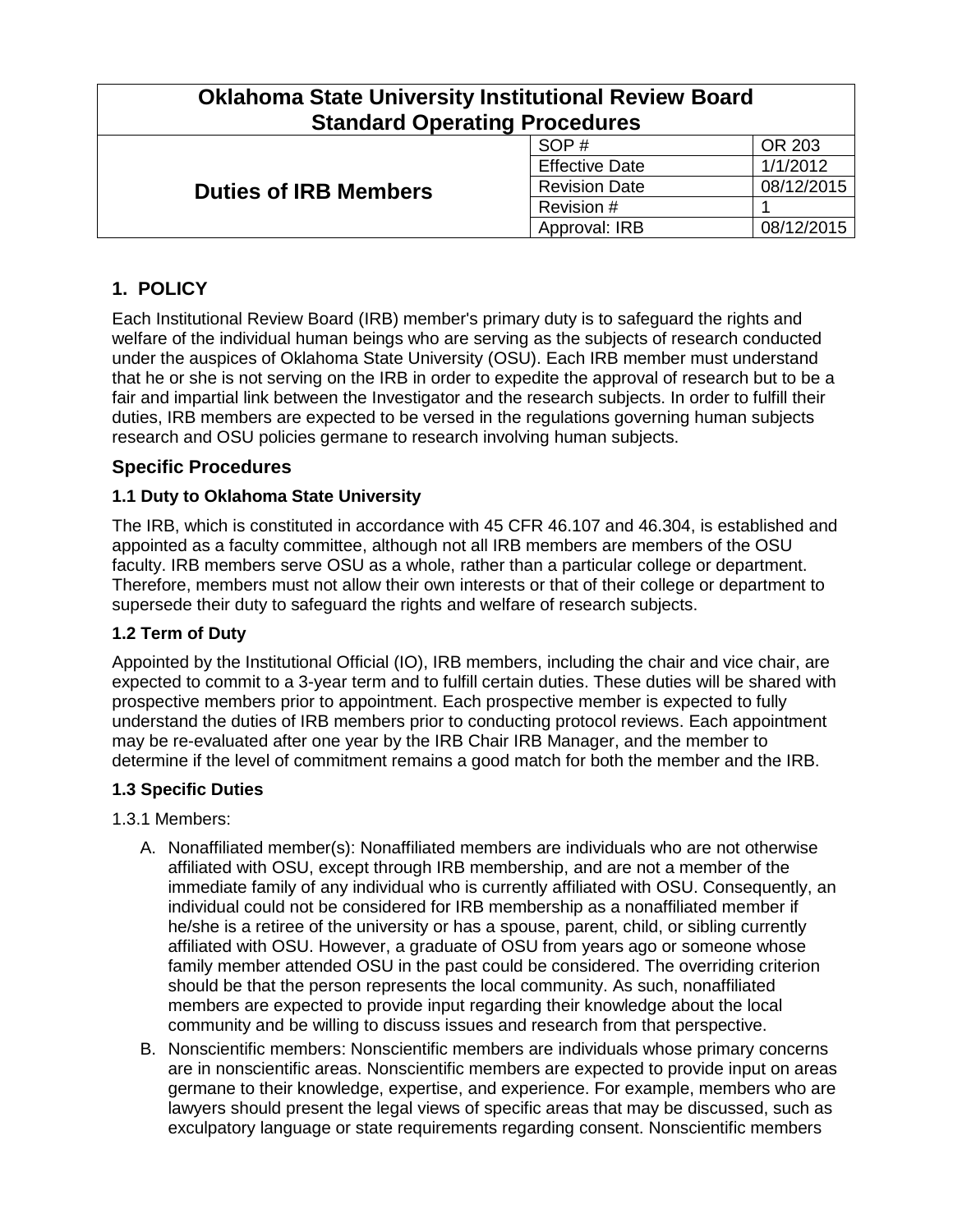| Oklahoma State University Institutional Review Board Standard Operating Procedures | | |
|---|---|---|
| **Duties of IRB Members** | SOP # | OR 203 |
| | Effective Date | 1/1/2012 |
| | Revision Date | 08/12/2015 |
| | Revision # | 1 |
| | Approval: IRB | 08/12/2015 |

## 1. POLICY

Each Institutional Review Board (IRB) member's primary duty is to safeguard the rights and welfare of the individual human beings who are serving as the subjects of research conducted under the auspices of Oklahoma State University (OSU). Each IRB member must understand that he or she is not serving on the IRB in order to expedite the approval of research but to be a fair and impartial link between the Investigator and the research subjects. In order to fulfill their duties, IRB members are expected to be versed in the regulations governing human subjects research and OSU policies germane to research involving human subjects.

### Specific Procedures

#### 1.1 Duty to Oklahoma State University

The IRB, which is constituted in accordance with 45 CFR 46.107 and 46.304, is established and appointed as a faculty committee, although not all IRB members are members of the OSU faculty. IRB members serve OSU as a whole, rather than a particular college or department. Therefore, members must not allow their own interests or that of their college or department to supersede their duty to safeguard the rights and welfare of research subjects.

#### 1.2 Term of Duty

Appointed by the Institutional Official (IO), IRB members, including the chair and vice chair, are expected to commit to a 3-year term and to fulfill certain duties. These duties will be shared with prospective members prior to appointment. Each prospective member is expected to fully understand the duties of IRB members prior to conducting protocol reviews. Each appointment may be re-evaluated after one year by the IRB Chair IRB Manager, and the member to determine if the level of commitment remains a good match for both the member and the IRB.

#### 1.3 Specific Duties

1.3.1 Members:

A. Nonaffiliated member(s): Nonaffiliated members are individuals who are not otherwise affiliated with OSU, except through IRB membership, and are not a member of the immediate family of any individual who is currently affiliated with OSU. Consequently, an individual could not be considered for IRB membership as a nonaffiliated member if he/she is a retiree of the university or has a spouse, parent, child, or sibling currently affiliated with OSU. However, a graduate of OSU from years ago or someone whose family member attended OSU in the past could be considered. The overriding criterion should be that the person represents the local community. As such, nonaffiliated members are expected to provide input regarding their knowledge about the local community and be willing to discuss issues and research from that perspective.

B. Nonscientific members: Nonscientific members are individuals whose primary concerns are in nonscientific areas. Nonscientific members are expected to provide input on areas germane to their knowledge, expertise, and experience. For example, members who are lawyers should present the legal views of specific areas that may be discussed, such as exculpatory language or state requirements regarding consent. Nonscientific members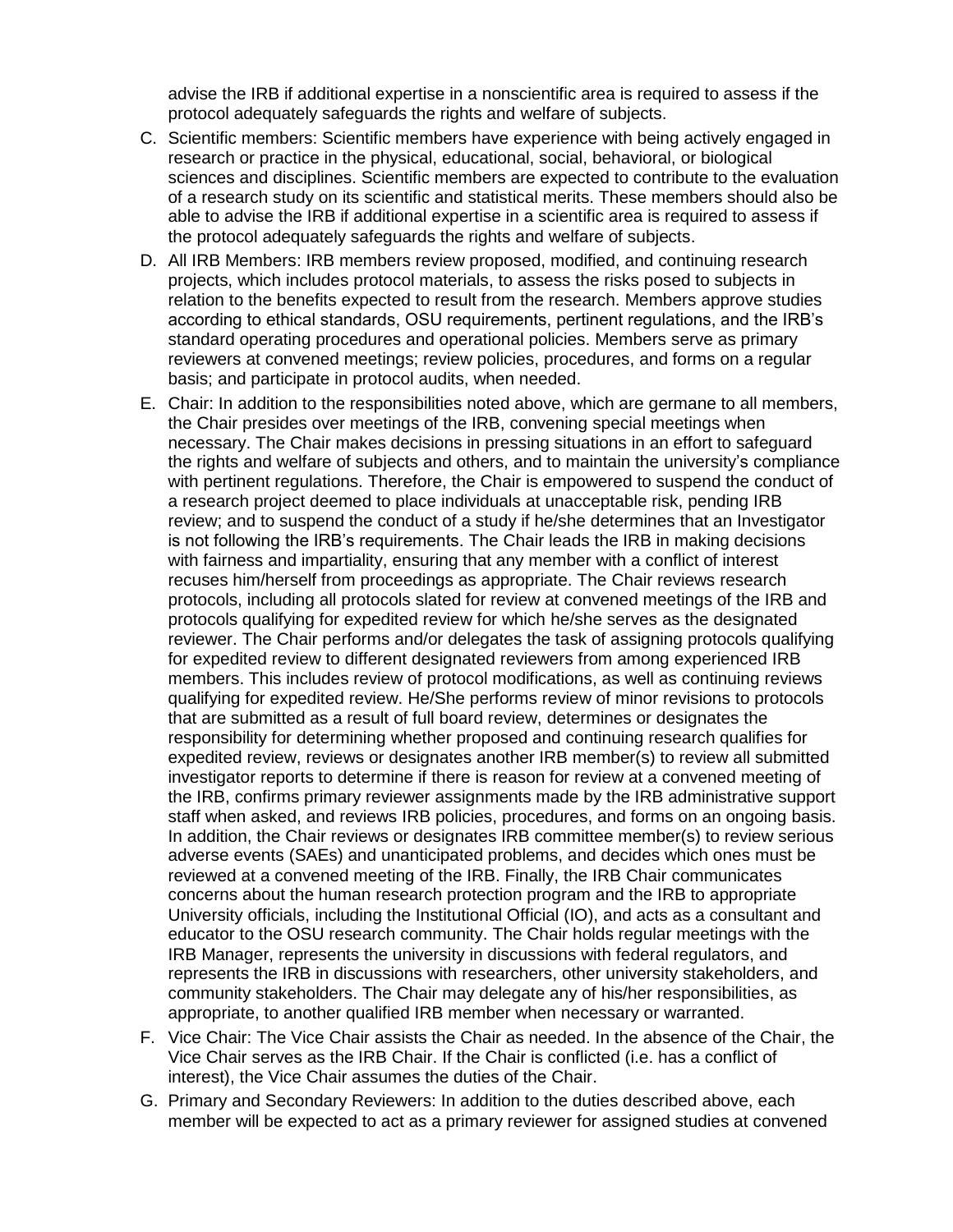advise the IRB if additional expertise in a nonscientific area is required to assess if the protocol adequately safeguards the rights and welfare of subjects.

C. Scientific members: Scientific members have experience with being actively engaged in research or practice in the physical, educational, social, behavioral, or biological sciences and disciplines. Scientific members are expected to contribute to the evaluation of a research study on its scientific and statistical merits. These members should also be able to advise the IRB if additional expertise in a scientific area is required to assess if the protocol adequately safeguards the rights and welfare of subjects.

D. All IRB Members: IRB members review proposed, modified, and continuing research projects, which includes protocol materials, to assess the risks posed to subjects in relation to the benefits expected to result from the research. Members approve studies according to ethical standards, OSU requirements, pertinent regulations, and the IRB's standard operating procedures and operational policies. Members serve as primary reviewers at convened meetings; review policies, procedures, and forms on a regular basis; and participate in protocol audits, when needed.

E. Chair: In addition to the responsibilities noted above, which are germane to all members, the Chair presides over meetings of the IRB, convening special meetings when necessary. The Chair makes decisions in pressing situations in an effort to safeguard the rights and welfare of subjects and others, and to maintain the university's compliance with pertinent regulations. Therefore, the Chair is empowered to suspend the conduct of a research project deemed to place individuals at unacceptable risk, pending IRB review; and to suspend the conduct of a study if he/she determines that an Investigator is not following the IRB's requirements. The Chair leads the IRB in making decisions with fairness and impartiality, ensuring that any member with a conflict of interest recuses him/herself from proceedings as appropriate. The Chair reviews research protocols, including all protocols slated for review at convened meetings of the IRB and protocols qualifying for expedited review for which he/she serves as the designated reviewer. The Chair performs and/or delegates the task of assigning protocols qualifying for expedited review to different designated reviewers from among experienced IRB members. This includes review of protocol modifications, as well as continuing reviews qualifying for expedited review. He/She performs review of minor revisions to protocols that are submitted as a result of full board review, determines or designates the responsibility for determining whether proposed and continuing research qualifies for expedited review, reviews or designates another IRB member(s) to review all submitted investigator reports to determine if there is reason for review at a convened meeting of the IRB, confirms primary reviewer assignments made by the IRB administrative support staff when asked, and reviews IRB policies, procedures, and forms on an ongoing basis. In addition, the Chair reviews or designates IRB committee member(s) to review serious adverse events (SAEs) and unanticipated problems, and decides which ones must be reviewed at a convened meeting of the IRB. Finally, the IRB Chair communicates concerns about the human research protection program and the IRB to appropriate University officials, including the Institutional Official (IO), and acts as a consultant and educator to the OSU research community. The Chair holds regular meetings with the IRB Manager, represents the university in discussions with federal regulators, and represents the IRB in discussions with researchers, other university stakeholders, and community stakeholders. The Chair may delegate any of his/her responsibilities, as appropriate, to another qualified IRB member when necessary or warranted.

F. Vice Chair: The Vice Chair assists the Chair as needed. In the absence of the Chair, the Vice Chair serves as the IRB Chair. If the Chair is conflicted (i.e. has a conflict of interest), the Vice Chair assumes the duties of the Chair.

G. Primary and Secondary Reviewers: In addition to the duties described above, each member will be expected to act as a primary reviewer for assigned studies at convened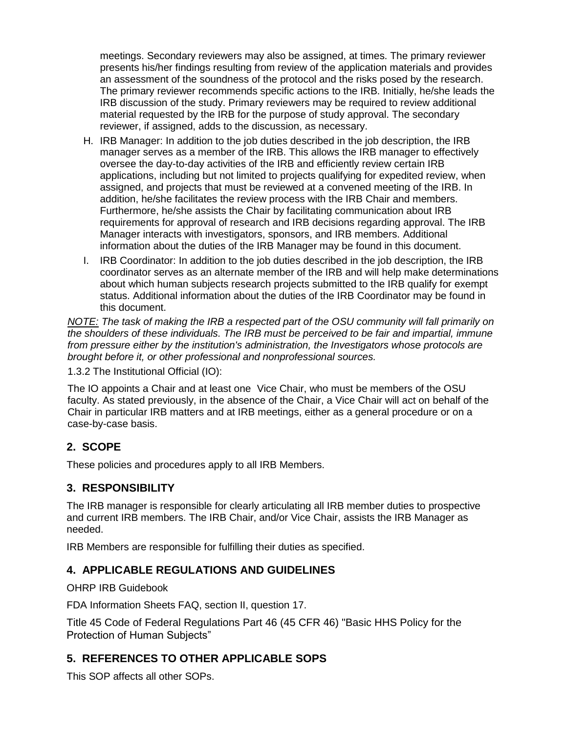meetings. Secondary reviewers may also be assigned, at times. The primary reviewer presents his/her findings resulting from review of the application materials and provides an assessment of the soundness of the protocol and the risks posed by the research. The primary reviewer recommends specific actions to the IRB. Initially, he/she leads the IRB discussion of the study. Primary reviewers may be required to review additional material requested by the IRB for the purpose of study approval. The secondary reviewer, if assigned, adds to the discussion, as necessary.

H. IRB Manager: In addition to the job duties described in the job description, the IRB manager serves as a member of the IRB. This allows the IRB manager to effectively oversee the day-to-day activities of the IRB and efficiently review certain IRB applications, including but not limited to projects qualifying for expedited review, when assigned, and projects that must be reviewed at a convened meeting of the IRB. In addition, he/she facilitates the review process with the IRB Chair and members. Furthermore, he/she assists the Chair by facilitating communication about IRB requirements for approval of research and IRB decisions regarding approval. The IRB Manager interacts with investigators, sponsors, and IRB members. Additional information about the duties of the IRB Manager may be found in this document.

I. IRB Coordinator: In addition to the job duties described in the job description, the IRB coordinator serves as an alternate member of the IRB and will help make determinations about which human subjects research projects submitted to the IRB qualify for exempt status. Additional information about the duties of the IRB Coordinator may be found in this document.

*NOTE: The task of making the IRB a respected part of the OSU community will fall primarily on the shoulders of these individuals. The IRB must be perceived to be fair and impartial, immune from pressure either by the institution's administration, the Investigators whose protocols are brought before it, or other professional and nonprofessional sources.*

1.3.2 The Institutional Official (IO):

The IO appoints a Chair and at least one Vice Chair, who must be members of the OSU faculty. As stated previously, in the absence of the Chair, a Vice Chair will act on behalf of the Chair in particular IRB matters and at IRB meetings, either as a general procedure or on a case-by-case basis.

## 2. SCOPE

These policies and procedures apply to all IRB Members.

## 3. RESPONSIBILITY

The IRB manager is responsible for clearly articulating all IRB member duties to prospective and current IRB members. The IRB Chair, and/or Vice Chair, assists the IRB Manager as needed.

IRB Members are responsible for fulfilling their duties as specified.

## 4. APPLICABLE REGULATIONS AND GUIDELINES

OHRP IRB Guidebook

FDA Information Sheets FAQ, section II, question 17.

Title 45 Code of Federal Regulations Part 46 (45 CFR 46) "Basic HHS Policy for the Protection of Human Subjects"

## 5. REFERENCES TO OTHER APPLICABLE SOPS

This SOP affects all other SOPs.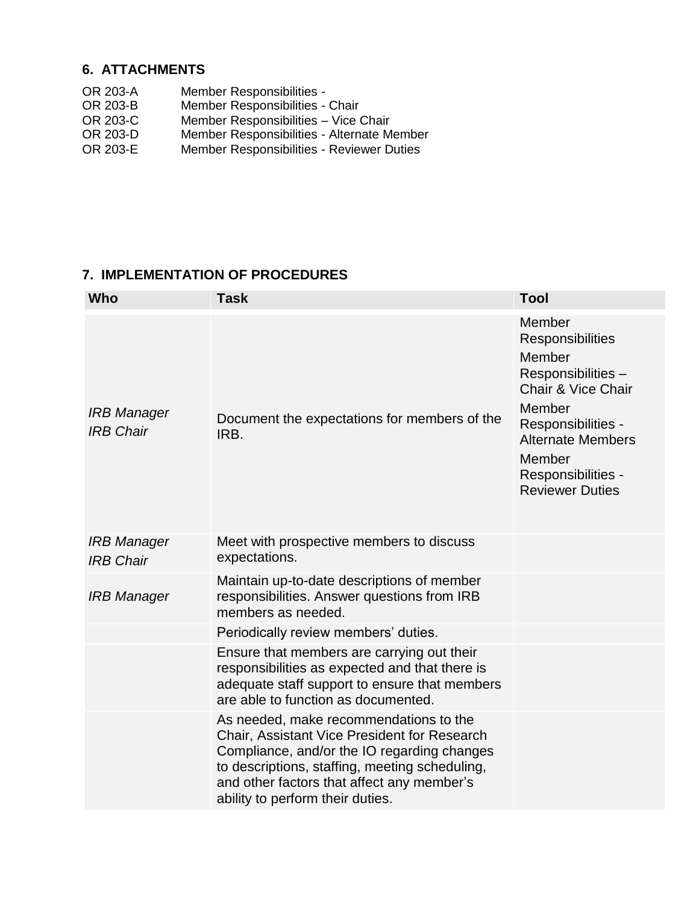## 6. ATTACHMENTS

| | |
|---|---|
| OR 203-A | Member Responsibilities - |
| OR 203-B | Member Responsibilities - Chair |
| OR 203-C | Member Responsibilities – Vice Chair |
| OR 203-D | Member Responsibilities - Alternate Member |
| OR 203-E | Member Responsibilities - Reviewer Duties |

## 7. IMPLEMENTATION OF PROCEDURES

| Who | Task | Tool |
|---|---|---|
| *IRB Manager*<br>*IRB Chair* | Document the expectations for members of the IRB. | Member Responsibilities<br>Member Responsibilities – Chair & Vice Chair<br>Member Responsibilities - Alternate Members<br>Member Responsibilities - Reviewer Duties |
| *IRB Manager*<br>*IRB Chair* | Meet with prospective members to discuss expectations. | |
| *IRB Manager* | Maintain up-to-date descriptions of member responsibilities. Answer questions from IRB members as needed. | |
| | Periodically review members' duties. | |
| | Ensure that members are carrying out their responsibilities as expected and that there is adequate staff support to ensure that members are able to function as documented. | |
| | As needed, make recommendations to the Chair, Assistant Vice President for Research Compliance, and/or the IO regarding changes to descriptions, staffing, meeting scheduling, and other factors that affect any member's ability to perform their duties. | |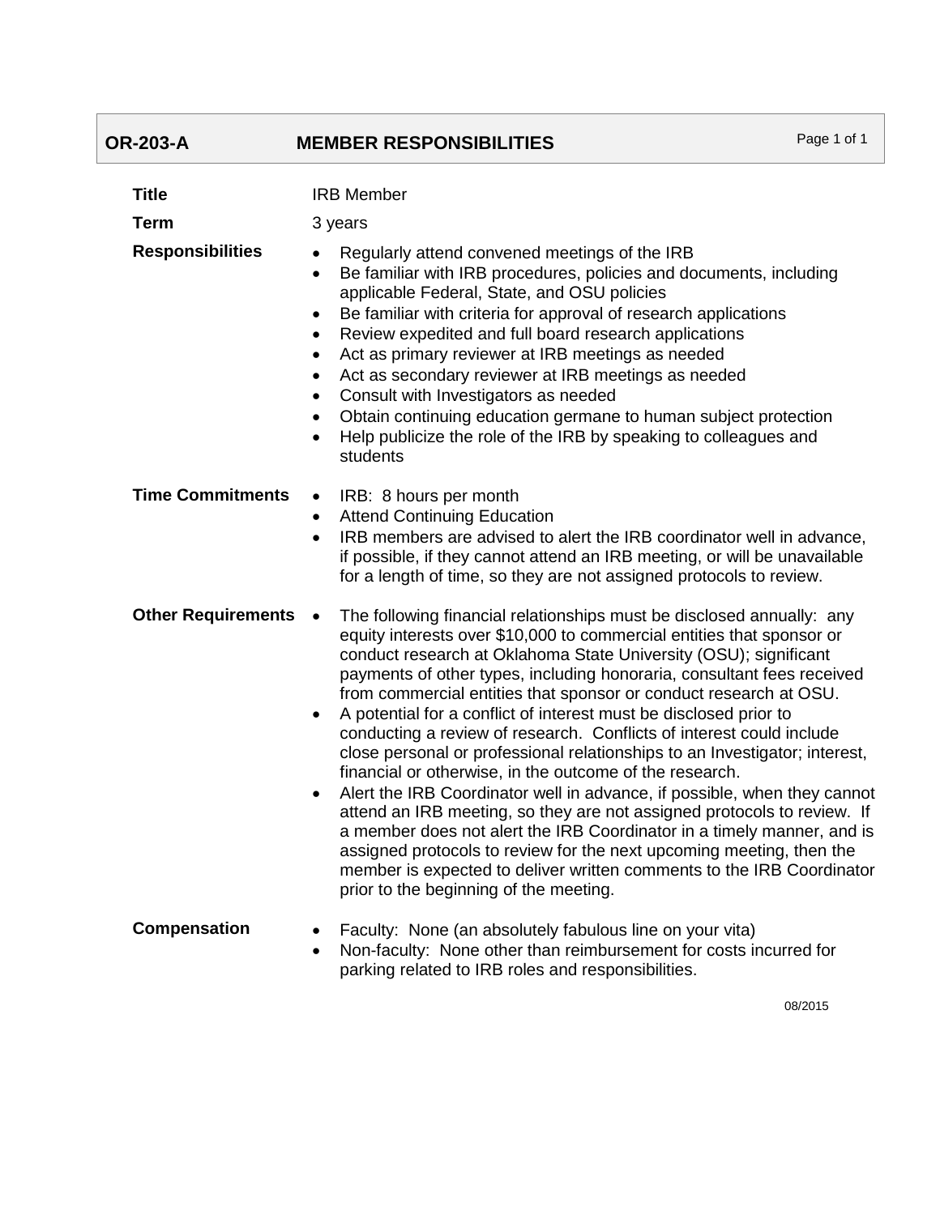## OR-203-A MEMBER RESPONSIBILITIES

**Title**

IRB Member

**Term**

3 years

**Responsibilities**

- Regularly attend convened meetings of the IRB
- Be familiar with IRB procedures, policies and documents, including applicable Federal, State, and OSU policies
- Be familiar with criteria for approval of research applications
- Review expedited and full board research applications
- Act as primary reviewer at IRB meetings as needed
- Act as secondary reviewer at IRB meetings as needed
- Consult with Investigators as needed
- Obtain continuing education germane to human subject protection
- Help publicize the role of the IRB by speaking to colleagues and students

**Time Commitments**

- IRB: 8 hours per month
- Attend Continuing Education
- IRB members are advised to alert the IRB coordinator well in advance, if possible, if they cannot attend an IRB meeting, or will be unavailable for a length of time, so they are not assigned protocols to review.

**Other Requirements**

- The following financial relationships must be disclosed annually: any equity interests over $10,000 to commercial entities that sponsor or conduct research at Oklahoma State University (OSU); significant payments of other types, including honoraria, consultant fees received from commercial entities that sponsor or conduct research at OSU.
- A potential for a conflict of interest must be disclosed prior to conducting a review of research. Conflicts of interest could include close personal or professional relationships to an Investigator; interest, financial or otherwise, in the outcome of the research.
- Alert the IRB Coordinator well in advance, if possible, when they cannot attend an IRB meeting, so they are not assigned protocols to review. If a member does not alert the IRB Coordinator in a timely manner, and is assigned protocols to review for the next upcoming meeting, then the member is expected to deliver written comments to the IRB Coordinator prior to the beginning of the meeting.

**Compensation**

- Faculty: None (an absolutely fabulous line on your vita)
- Non-faculty: None other than reimbursement for costs incurred for parking related to IRB roles and responsibilities.

08/2015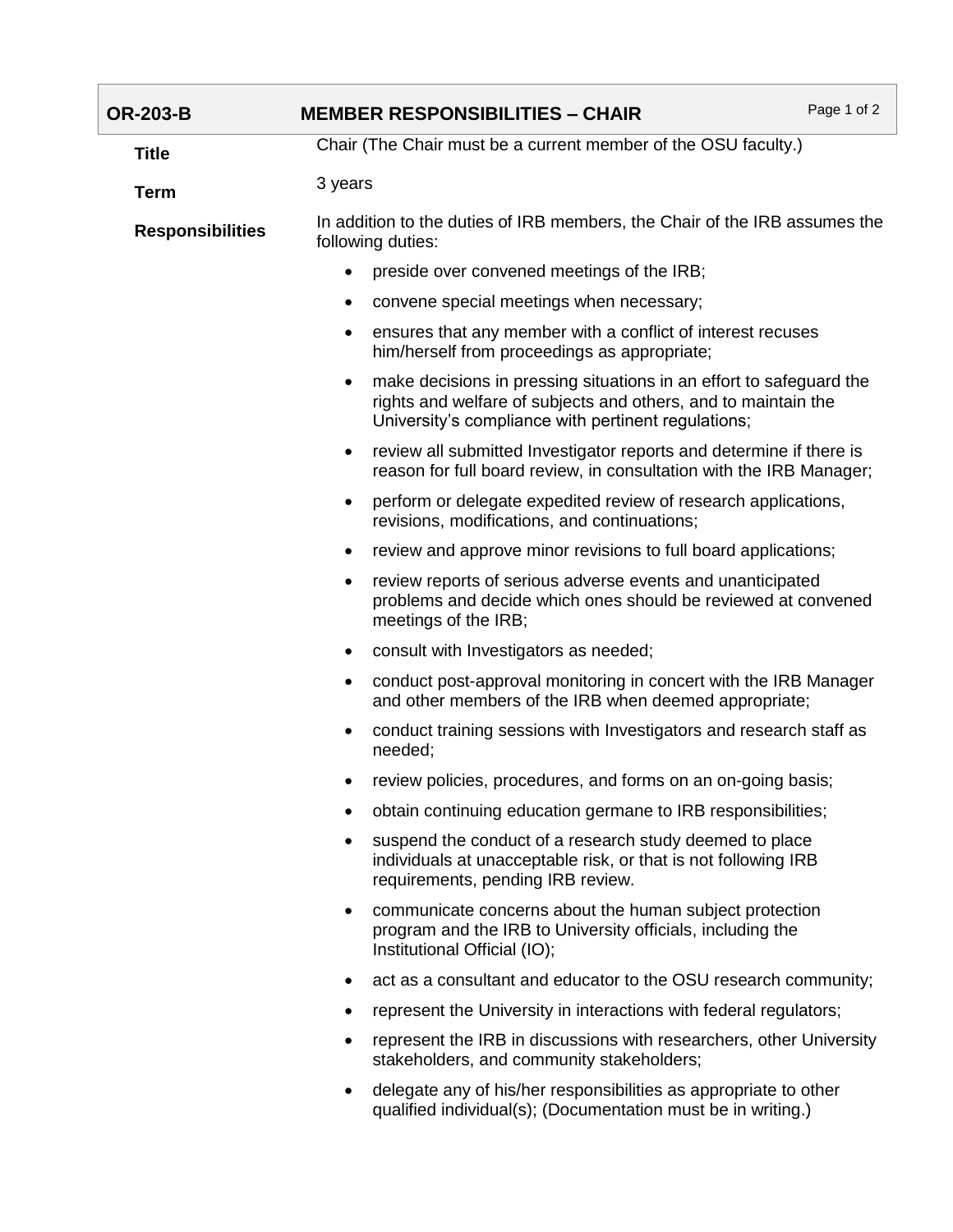## OR-203-B MEMBER RESPONSIBILITIES – CHAIR

**Title**

Chair (The Chair must be a current member of the OSU faculty.)

**Term**

3 years

**Responsibilities**

In addition to the duties of IRB members, the Chair of the IRB assumes the following duties:

- preside over convened meetings of the IRB;
- convene special meetings when necessary;
- ensures that any member with a conflict of interest recuses him/herself from proceedings as appropriate;
- make decisions in pressing situations in an effort to safeguard the rights and welfare of subjects and others, and to maintain the University's compliance with pertinent regulations;
- review all submitted Investigator reports and determine if there is reason for full board review, in consultation with the IRB Manager;
- perform or delegate expedited review of research applications, revisions, modifications, and continuations;
- review and approve minor revisions to full board applications;
- review reports of serious adverse events and unanticipated problems and decide which ones should be reviewed at convened meetings of the IRB;
- consult with Investigators as needed;
- conduct post-approval monitoring in concert with the IRB Manager and other members of the IRB when deemed appropriate;
- conduct training sessions with Investigators and research staff as needed;
- review policies, procedures, and forms on an on-going basis;
- obtain continuing education germane to IRB responsibilities;
- suspend the conduct of a research study deemed to place individuals at unacceptable risk, or that is not following IRB requirements, pending IRB review.
- communicate concerns about the human subject protection program and the IRB to University officials, including the Institutional Official (IO);
- act as a consultant and educator to the OSU research community;
- represent the University in interactions with federal regulators;
- represent the IRB in discussions with researchers, other University stakeholders, and community stakeholders;
- delegate any of his/her responsibilities as appropriate to other qualified individual(s); (Documentation must be in writing.)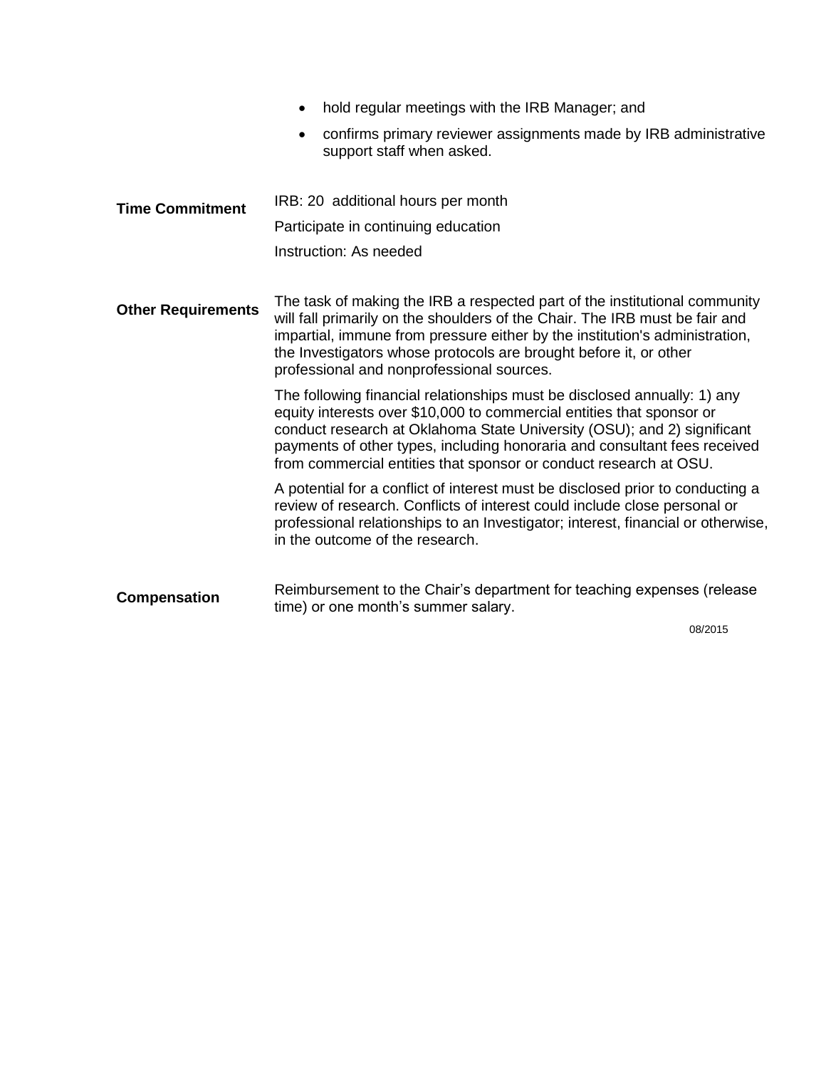- hold regular meetings with the IRB Manager; and
- confirms primary reviewer assignments made by IRB administrative support staff when asked.

**Time Commitment**

IRB: 20 additional hours per month

Participate in continuing education

Instruction: As needed

**Other Requirements**

The task of making the IRB a respected part of the institutional community will fall primarily on the shoulders of the Chair. The IRB must be fair and impartial, immune from pressure either by the institution's administration, the Investigators whose protocols are brought before it, or other professional and nonprofessional sources.

The following financial relationships must be disclosed annually: 1) any equity interests over $10,000 to commercial entities that sponsor or conduct research at Oklahoma State University (OSU); and 2) significant payments of other types, including honoraria and consultant fees received from commercial entities that sponsor or conduct research at OSU.

A potential for a conflict of interest must be disclosed prior to conducting a review of research. Conflicts of interest could include close personal or professional relationships to an Investigator; interest, financial or otherwise, in the outcome of the research.

**Compensation**

Reimbursement to the Chair's department for teaching expenses (release time) or one month's summer salary.

08/2015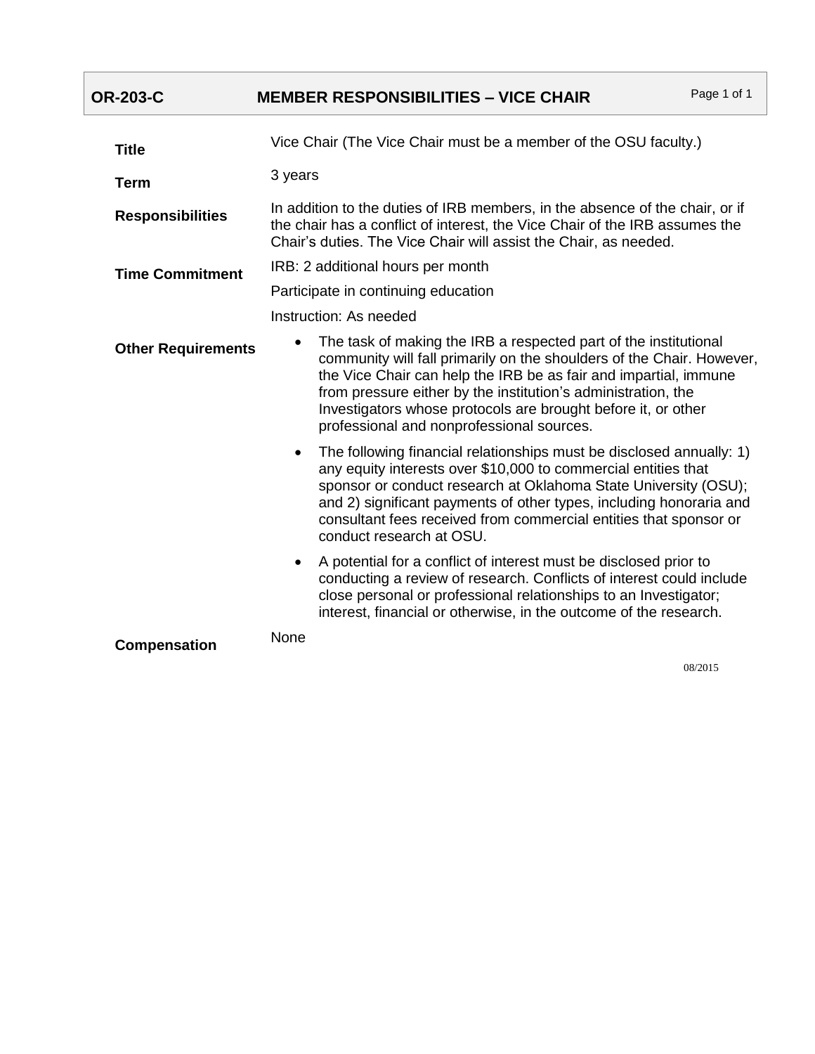# OR-203-C MEMBER RESPONSIBILITIES – VICE CHAIR

**Title**

Vice Chair (The Vice Chair must be a member of the OSU faculty.)

**Term**

3 years

**Responsibilities**

In addition to the duties of IRB members, in the absence of the chair, or if the chair has a conflict of interest, the Vice Chair of the IRB assumes the Chair's duties. The Vice Chair will assist the Chair, as needed.

**Time Commitment**

IRB: 2 additional hours per month

Participate in continuing education

Instruction: As needed

**Other Requirements**

- The task of making the IRB a respected part of the institutional community will fall primarily on the shoulders of the Chair. However, the Vice Chair can help the IRB be as fair and impartial, immune from pressure either by the institution's administration, the Investigators whose protocols are brought before it, or other professional and nonprofessional sources.
- The following financial relationships must be disclosed annually: 1) any equity interests over $10,000 to commercial entities that sponsor or conduct research at Oklahoma State University (OSU); and 2) significant payments of other types, including honoraria and consultant fees received from commercial entities that sponsor or conduct research at OSU.
- A potential for a conflict of interest must be disclosed prior to conducting a review of research. Conflicts of interest could include close personal or professional relationships to an Investigator; interest, financial or otherwise, in the outcome of the research.

**Compensation**

None

08/2015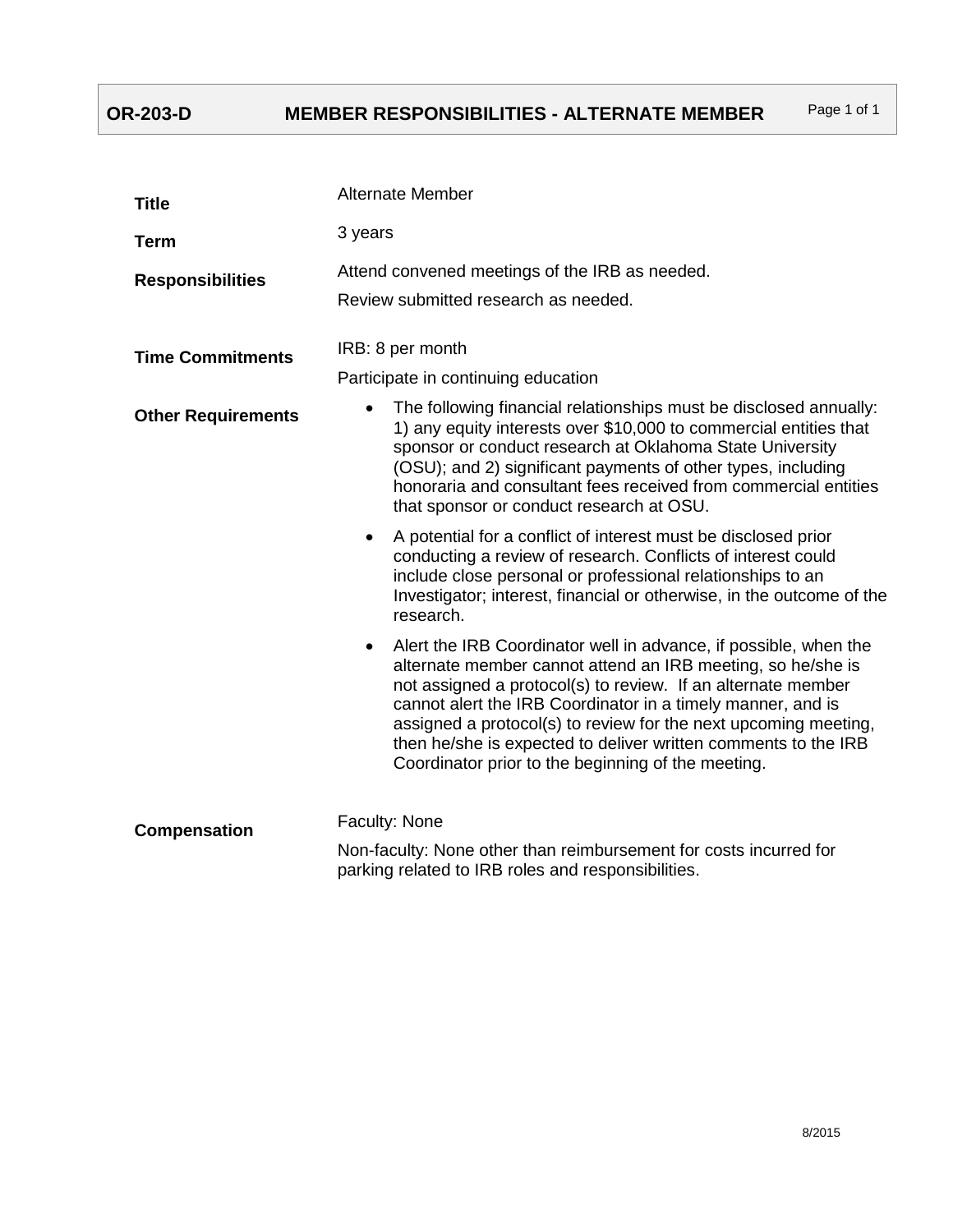# OR-203-D MEMBER RESPONSIBILITIES - ALTERNATE MEMBER

**Title**

Alternate Member

**Term**

3 years

**Responsibilities**

Attend convened meetings of the IRB as needed.

Review submitted research as needed.

**Time Commitments**

IRB: 8 per month

Participate in continuing education

**Other Requirements**

- The following financial relationships must be disclosed annually: 1) any equity interests over $10,000 to commercial entities that sponsor or conduct research at Oklahoma State University (OSU); and 2) significant payments of other types, including honoraria and consultant fees received from commercial entities that sponsor or conduct research at OSU.
- A potential for a conflict of interest must be disclosed prior conducting a review of research. Conflicts of interest could include close personal or professional relationships to an Investigator; interest, financial or otherwise, in the outcome of the research.
- Alert the IRB Coordinator well in advance, if possible, when the alternate member cannot attend an IRB meeting, so he/she is not assigned a protocol(s) to review. If an alternate member cannot alert the IRB Coordinator in a timely manner, and is assigned a protocol(s) to review for the next upcoming meeting, then he/she is expected to deliver written comments to the IRB Coordinator prior to the beginning of the meeting.

**Compensation**

Faculty: None

Non-faculty: None other than reimbursement for costs incurred for parking related to IRB roles and responsibilities.

8/2015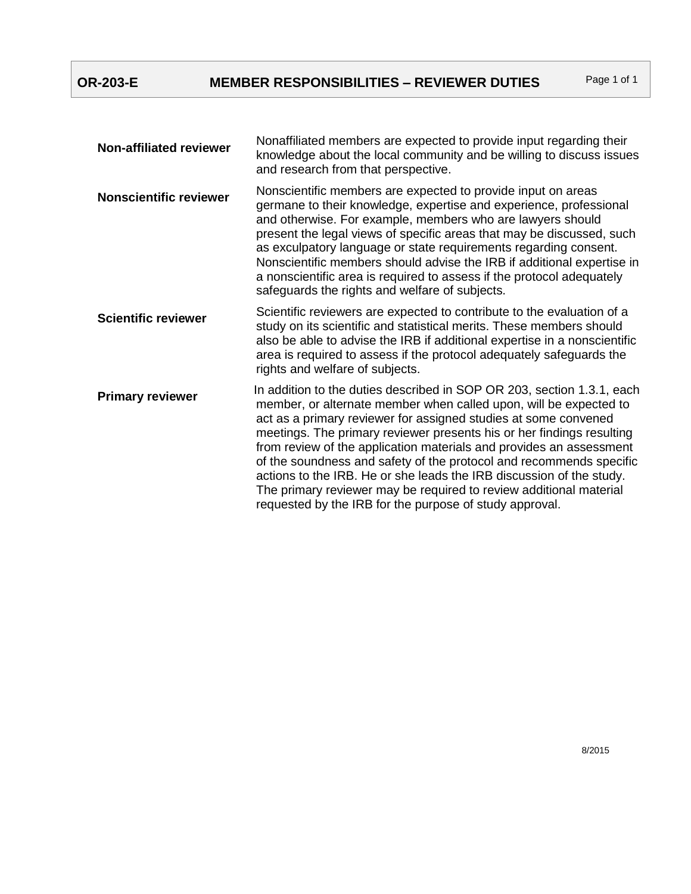# OR-203-E MEMBER RESPONSIBILITIES – REVIEWER DUTIES

| | |
|---|---|
| **Non-affiliated reviewer** | Nonaffiliated members are expected to provide input regarding their knowledge about the local community and be willing to discuss issues and research from that perspective. |
| **Nonscientific reviewer** | Nonscientific members are expected to provide input on areas germane to their knowledge, expertise and experience, professional and otherwise. For example, members who are lawyers should present the legal views of specific areas that may be discussed, such as exculpatory language or state requirements regarding consent. Nonscientific members should advise the IRB if additional expertise in a nonscientific area is required to assess if the protocol adequately safeguards the rights and welfare of subjects. |
| **Scientific reviewer** | Scientific reviewers are expected to contribute to the evaluation of a study on its scientific and statistical merits. These members should also be able to advise the IRB if additional expertise in a nonscientific area is required to assess if the protocol adequately safeguards the rights and welfare of subjects. |
| **Primary reviewer** | In addition to the duties described in SOP OR 203, section 1.3.1, each member, or alternate member when called upon, will be expected to act as a primary reviewer for assigned studies at some convened meetings. The primary reviewer presents his or her findings resulting from review of the application materials and provides an assessment of the soundness and safety of the protocol and recommends specific actions to the IRB. He or she leads the IRB discussion of the study. The primary reviewer may be required to review additional material requested by the IRB for the purpose of study approval. |

8/2015